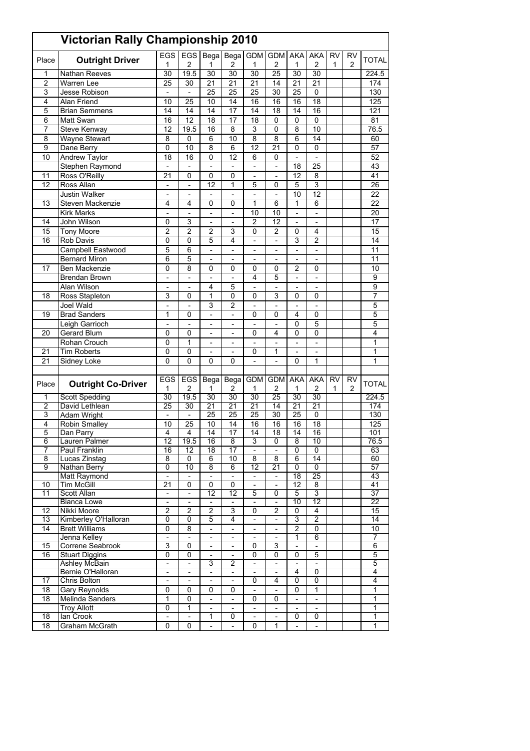# Victorian Rally Championship 2010

| Place | Outright Driver | EGS 1 | EGS 2 | Bega 1 | Bega 2 | GDM 1 | GDM 2 | AKA 1 | AKA 2 | RV 1 | RV 2 | TOTAL |
|---|---|---|---|---|---|---|---|---|---|---|---|---|
| 1 | Nathan Reeves | 30 | 19.5 | 30 | 30 | 30 | 25 | 30 | 30 | | | 224.5 |
| 2 | Warren Lee | 25 | 30 | 21 | 21 | 21 | 14 | 21 | 21 | | | 174 |
| 3 | Jesse Robison | - | - | 25 | 25 | 25 | 30 | 25 | 0 | | | 130 |
| 4 | Alan Friend | 10 | 25 | 10 | 14 | 16 | 16 | 16 | 18 | | | 125 |
| 5 | Brian Semmens | 14 | 14 | 14 | 17 | 14 | 18 | 14 | 16 | | | 121 |
| 6 | Matt Swan | 16 | 12 | 18 | 17 | 18 | 0 | 0 | 0 | | | 81 |
| 7 | Steve Kenway | 12 | 19.5 | 16 | 8 | 3 | 0 | 8 | 10 | | | 76.5 |
| 8 | Wayne Stewart | 8 | 0 | 6 | 10 | 8 | 8 | 6 | 14 | | | 60 |
| 9 | Dane Berry | 0 | 10 | 8 | 6 | 12 | 21 | 0 | 0 | | | 57 |
| 10 | Andrew Taylor | 18 | 16 | 0 | 12 | 6 | 0 | - | - | | | 52 |
| | Stephen Raymond | - | - | - | - | - | - | 18 | 25 | | | 43 |
| 11 | Ross O'Reilly | 21 | 0 | 0 | 0 | - | - | 12 | 8 | | | 41 |
| 12 | Ross Allan | - | - | 12 | 1 | 5 | 0 | 5 | 3 | | | 26 |
| | Justin Walker | - | - | - | - | - | - | 10 | 12 | | | 22 |
| 13 | Steven Mackenzie | 4 | 4 | 0 | 0 | 1 | 6 | 1 | 6 | | | 22 |
| | Kirk Marks | - | - | - | - | 10 | 10 | - | - | | | 20 |
| 14 | John Wilson | 0 | 3 | - | - | 2 | 12 | - | - | | | 17 |
| 15 | Tony Moore | 2 | 2 | 2 | 3 | 0 | 2 | 0 | 4 | | | 15 |
| 16 | Rob Davis | 0 | 0 | 5 | 4 | - | - | 3 | 2 | | | 14 |
| | Campbell Eastwood | 5 | 6 | - | - | - | - | - | - | | | 11 |
| | Bernard Miron | 6 | 5 | - | - | - | - | - | - | | | 11 |
| 17 | Ben Mackenzie | 0 | 8 | 0 | 0 | 0 | 0 | 2 | 0 | | | 10 |
| | Brendan Brown | - | - | - | - | 4 | 5 | - | - | | | 9 |
| | Alan Wilson | - | - | 4 | 5 | - | - | - | - | | | 9 |
| 18 | Ross Stapleton | 3 | 0 | 1 | 0 | 0 | 3 | 0 | 0 | | | 7 |
| | Joel Wald | - | - | 3 | 2 | - | - | - | - | | | 5 |
| 19 | Brad Sanders | 1 | 0 | - | - | 0 | 0 | 4 | 0 | | | 5 |
| | Leigh Garrioch | - | - | - | - | - | - | 0 | 5 | | | 5 |
| 20 | Gerard Blum | 0 | 0 | - | - | 0 | 4 | 0 | 0 | | | 4 |
| | Rohan Crouch | 0 | 1 | - | - | - | - | - | - | | | 1 |
| 21 | Tim Roberts | 0 | 0 | - | - | 0 | 1 | - | - | | | 1 |
| 21 | Sidney Loke | 0 | 0 | 0 | 0 | - | - | 0 | 1 | | | 1 |

| Place | Outright Co-Driver | EGS 1 | EGS 2 | Bega 1 | Bega 2 | GDM 1 | GDM 2 | AKA 1 | AKA 2 | RV 1 | RV 2 | TOTAL |
|---|---|---|---|---|---|---|---|---|---|---|---|---|
| 1 | Scott Spedding | 30 | 19.5 | 30 | 30 | 30 | 25 | 30 | 30 | | | 224.5 |
| 2 | David Lethlean | 25 | 30 | 21 | 21 | 21 | 14 | 21 | 21 | | | 174 |
| 3 | Adam Wright | - | - | 25 | 25 | 25 | 30 | 25 | 0 | | | 130 |
| 4 | Robin Smalley | 10 | 25 | 10 | 14 | 16 | 16 | 16 | 18 | | | 125 |
| 5 | Dan Parry | 4 | 4 | 14 | 17 | 14 | 18 | 14 | 16 | | | 101 |
| 6 | Lauren Palmer | 12 | 19.5 | 16 | 8 | 3 | 0 | 8 | 10 | | | 76.5 |
| 7 | Paul Franklin | 16 | 12 | 18 | 17 | - | - | 0 | 0 | | | 63 |
| 8 | Lucas Zinstag | 8 | 0 | 6 | 10 | 8 | 8 | 6 | 14 | | | 60 |
| 9 | Nathan Berry | 0 | 10 | 8 | 6 | 12 | 21 | 0 | 0 | | | 57 |
| | Matt Raymond | - | - | - | - | - | - | 18 | 25 | | | 43 |
| 10 | Tim McGill | 21 | 0 | 0 | 0 | - | - | 12 | 8 | | | 41 |
| 11 | Scott Allan | - | - | 12 | 12 | 5 | 0 | 5 | 3 | | | 37 |
| | Bianca Lowe | - | - | - | - | - | - | 10 | 12 | | | 22 |
| 12 | Nikki Moore | 2 | 2 | 2 | 3 | 0 | 2 | 0 | 4 | | | 15 |
| 13 | Kimberley O'Halloran | 0 | 0 | 5 | 4 | - | - | 3 | 2 | | | 14 |
| 14 | Brett Williams | 0 | 8 | - | - | - | - | 2 | 0 | | | 10 |
| | Jenna Kelley | - | - | - | - | - | - | 1 | 6 | | | 7 |
| 15 | Correne Seabrook | 3 | 0 | - | - | 0 | 3 | - | - | | | 6 |
| 16 | Stuart Diggins | 0 | 0 | - | - | 0 | 0 | 0 | 5 | | | 5 |
| | Ashley McBain | - | - | 3 | 2 | - | - | - | - | | | 5 |
| | Bernie O'Halloran | - | - | - | - | - | - | 4 | 0 | | | 4 |
| 17 | Chris Bolton | - | - | - | - | 0 | 4 | 0 | 0 | | | 4 |
| 18 | Gary Reynolds | 0 | 0 | 0 | 0 | - | - | 0 | 1 | | | 1 |
| 18 | Melinda Sanders | 1 | 0 | - | - | 0 | 0 | - | - | | | 1 |
| | Troy Allott | 0 | 1 | - | - | - | - | - | - | | | 1 |
| 18 | Ian Crook | - | - | 1 | 0 | - | - | 0 | 0 | | | 1 |
| 18 | Graham McGrath | 0 | 0 | - | - | 0 | 1 | - | - | | | 1 |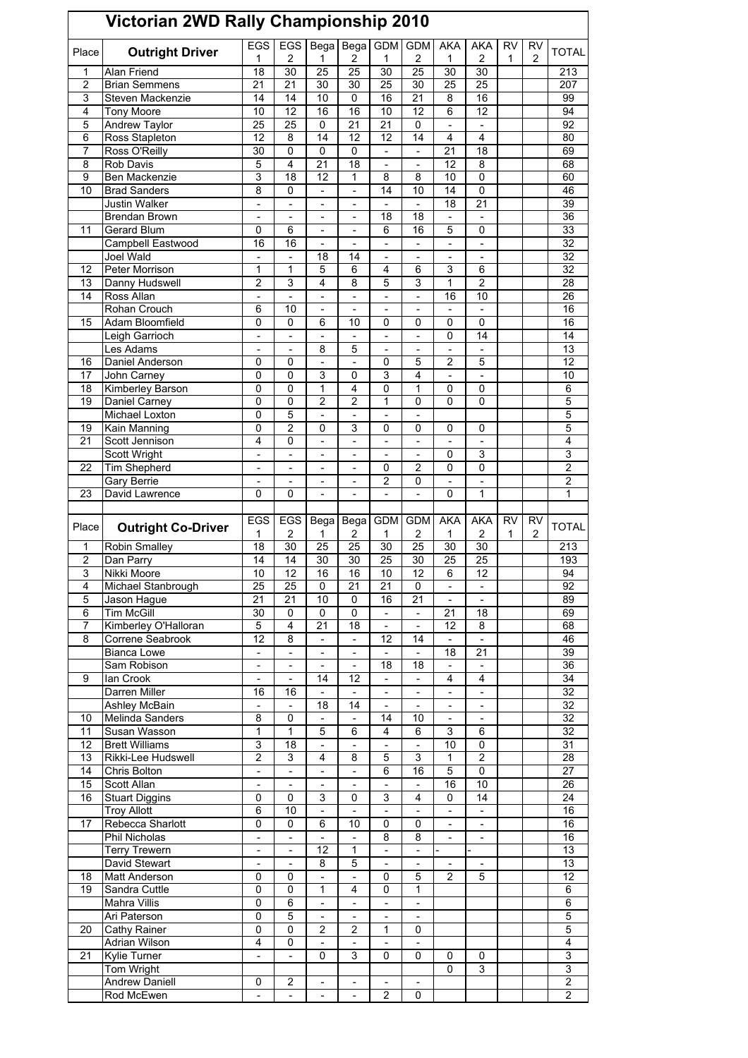# Victorian 2WD Rally Championship 2010

| Place | Outright Driver | EGS 1 | EGS 2 | Bega 1 | Bega 2 | GDM 1 | GDM 2 | AKA 1 | AKA 2 | RV 1 | RV 2 | TOTAL |
|---|---|---|---|---|---|---|---|---|---|---|---|---|
| 1 | Alan Friend | 18 | 30 | 25 | 25 | 30 | 25 | 30 | 30 | | | 213 |
| 2 | Brian Semmens | 21 | 21 | 30 | 30 | 25 | 30 | 25 | 25 | | | 207 |
| 3 | Steven Mackenzie | 14 | 14 | 10 | 0 | 16 | 21 | 8 | 16 | | | 99 |
| 4 | Tony Moore | 10 | 12 | 16 | 16 | 10 | 12 | 6 | 12 | | | 94 |
| 5 | Andrew Taylor | 25 | 25 | 0 | 21 | 21 | 0 | - | - | | | 92 |
| 6 | Ross Stapleton | 12 | 8 | 14 | 12 | 12 | 14 | 4 | 4 | | | 80 |
| 7 | Ross O'Reilly | 30 | 0 | 0 | 0 | - | - | 21 | 18 | | | 69 |
| 8 | Rob Davis | 5 | 4 | 21 | 18 | - | - | 12 | 8 | | | 68 |
| 9 | Ben Mackenzie | 3 | 18 | 12 | 1 | 8 | 8 | 10 | 0 | | | 60 |
| 10 | Brad Sanders | 8 | 0 | - | - | 14 | 10 | 14 | 0 | | | 46 |
| | Justin Walker | - | - | - | - | - | - | 18 | 21 | | | 39 |
| | Brendan Brown | - | - | - | - | 18 | 18 | - | - | | | 36 |
| 11 | Gerard Blum | 0 | 6 | - | - | 6 | 16 | 5 | 0 | | | 33 |
| | Campbell Eastwood | 16 | 16 | - | - | - | - | - | - | | | 32 |
| | Joel Wald | - | - | 18 | 14 | - | - | - | - | | | 32 |
| 12 | Peter Morrison | 1 | 1 | 5 | 6 | 4 | 6 | 3 | 6 | | | 32 |
| 13 | Danny Hudswell | 2 | 3 | 4 | 8 | 5 | 3 | 1 | 2 | | | 28 |
| 14 | Ross Allan | - | - | - | - | - | - | 16 | 10 | | | 26 |
| | Rohan Crouch | 6 | 10 | - | - | - | - | - | - | | | 16 |
| 15 | Adam Bloomfield | 0 | 0 | 6 | 10 | 0 | 0 | 0 | 0 | | | 16 |
| | Leigh Garrioch | - | - | - | - | - | - | 0 | 14 | | | 14 |
| | Les Adams | - | - | 8 | 5 | - | - | - | - | | | 13 |
| 16 | Daniel Anderson | 0 | 0 | - | - | 0 | 5 | 2 | 5 | | | 12 |
| 17 | John Carney | 0 | 0 | 3 | 0 | 3 | 4 | - | - | | | 10 |
| 18 | Kimberley Barson | 0 | 0 | 1 | 4 | 0 | 1 | 0 | 0 | | | 6 |
| 19 | Daniel Carney | 0 | 0 | 2 | 2 | 1 | 0 | 0 | 0 | | | 5 |
| | Michael Loxton | 0 | 5 | - | - | - | - | | | | | 5 |
| 19 | Kain Manning | 0 | 2 | 0 | 3 | 0 | 0 | 0 | 0 | | | 5 |
| 21 | Scott Jennison | 4 | 0 | - | - | - | - | - | - | | | 4 |
| | Scott Wright | - | - | - | - | - | - | 0 | 3 | | | 3 |
| 22 | Tim Shepherd | - | - | - | - | 0 | 2 | 0 | 0 | | | 2 |
| | Gary Berrie | - | - | - | - | 2 | 0 | - | - | | | 2 |
| 23 | David Lawrence | 0 | 0 | - | - | - | - | 0 | 1 | | | 1 |

| Place | Outright Co-Driver | EGS 1 | EGS 2 | Bega 1 | Bega 2 | GDM 1 | GDM 2 | AKA 1 | AKA 2 | RV 1 | RV 2 | TOTAL |
|---|---|---|---|---|---|---|---|---|---|---|---|---|
| 1 | Robin Smalley | 18 | 30 | 25 | 25 | 30 | 25 | 30 | 30 | | | 213 |
| 2 | Dan Parry | 14 | 14 | 30 | 30 | 25 | 30 | 25 | 25 | | | 193 |
| 3 | Nikki Moore | 10 | 12 | 16 | 16 | 10 | 12 | 6 | 12 | | | 94 |
| 4 | Michael Stanbrough | 25 | 25 | 0 | 21 | 21 | 0 | - | - | | | 92 |
| 5 | Jason Hague | 21 | 21 | 10 | 0 | 16 | 21 | - | - | | | 89 |
| 6 | Tim McGill | 30 | 0 | 0 | 0 | - | - | 21 | 18 | | | 69 |
| 7 | Kimberley O'Halloran | 5 | 4 | 21 | 18 | - | - | 12 | 8 | | | 68 |
| 8 | Correne Seabrook | 12 | 8 | - | - | 12 | 14 | - | - | | | 46 |
| | Bianca Lowe | - | - | - | - | - | - | 18 | 21 | | | 39 |
| | Sam Robison | - | - | - | - | 18 | 18 | - | - | | | 36 |
| 9 | Ian Crook | - | - | 14 | 12 | - | - | 4 | 4 | | | 34 |
| | Darren Miller | 16 | 16 | - | - | - | - | - | - | | | 32 |
| | Ashley McBain | - | - | 18 | 14 | - | - | - | - | | | 32 |
| 10 | Melinda Sanders | 8 | 0 | - | - | 14 | 10 | - | - | | | 32 |
| 11 | Susan Wasson | 1 | 1 | 5 | 6 | 4 | 6 | 3 | 6 | | | 32 |
| 12 | Brett Williams | 3 | 18 | - | - | - | - | 10 | 0 | | | 31 |
| 13 | Rikki-Lee Hudswell | 2 | 3 | 4 | 8 | 5 | 3 | 1 | 2 | | | 28 |
| 14 | Chris Bolton | - | - | - | - | 6 | 16 | 5 | 0 | | | 27 |
| 15 | Scott Allan | - | - | - | - | - | - | 16 | 10 | | | 26 |
| 16 | Stuart Diggins | 0 | 0 | 3 | 0 | 3 | 4 | 0 | 14 | | | 24 |
| | Troy Allott | 6 | 10 | - | - | - | - | - | - | | | 16 |
| 17 | Rebecca Sharlott | 0 | 0 | 6 | 10 | 0 | 0 | - | - | | | 16 |
| | Phil Nicholas | - | - | - | - | 8 | 8 | - | - | | | 16 |
| | Terry Trewern | - | - | 12 | 1 | - | - | - | - | | | 13 |
| | David Stewart | - | - | 8 | 5 | - | - | - | - | | | 13 |
| 18 | Matt Anderson | 0 | 0 | - | - | 0 | 5 | 2 | 5 | | | 12 |
| 19 | Sandra Cuttle | 0 | 0 | 1 | 4 | 0 | 1 | | | | | 6 |
| | Mahra Villis | 0 | 6 | - | - | - | - | | | | | 6 |
| | Ari Paterson | 0 | 5 | - | - | - | - | | | | | 5 |
| 20 | Cathy Rainer | 0 | 0 | 2 | 2 | 1 | 0 | | | | | 5 |
| | Adrian Wilson | 4 | 0 | - | - | - | - | | | | | 4 |
| 21 | Kylie Turner | - | - | 0 | 3 | 0 | 0 | 0 | 0 | | | 3 |
| | Tom Wright | | | | | | | 0 | 3 | | | 3 |
| | Andrew Daniell | 0 | 2 | - | - | - | - | | | | | 2 |
| | Rod McEwen | - | - | - | - | 2 | 0 | | | | | 2 |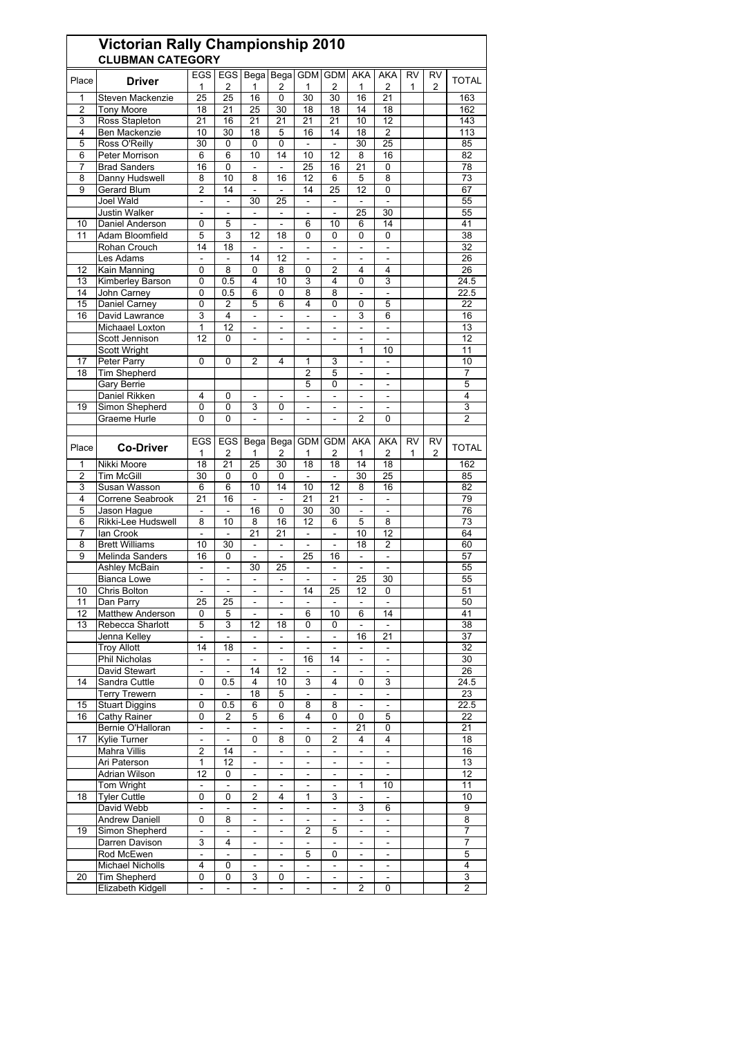# Victorian Rally Championship 2010

## CLUBMAN CATEGORY

| Place | Driver | EGS 1 | EGS 2 | Bega 1 | Bega 2 | GDM 1 | GDM 2 | AKA 1 | AKA 2 | RV 1 | RV 2 | TOTAL |
|---|---|---|---|---|---|---|---|---|---|---|---|---|
| 1 | Steven Mackenzie | 25 | 25 | 16 | 0 | 30 | 30 | 16 | 21 | | | 163 |
| 2 | Tony Moore | 18 | 21 | 25 | 30 | 18 | 18 | 14 | 18 | | | 162 |
| 3 | Ross Stapleton | 21 | 16 | 21 | 21 | 21 | 21 | 10 | 12 | | | 143 |
| 4 | Ben Mackenzie | 10 | 30 | 18 | 5 | 16 | 14 | 18 | 2 | | | 113 |
| 5 | Ross O'Reilly | 30 | 0 | 0 | 0 | - | - | 30 | 25 | | | 85 |
| 6 | Peter Morrison | 6 | 6 | 10 | 14 | 10 | 12 | 8 | 16 | | | 82 |
| 7 | Brad Sanders | 16 | 0 | - | - | 25 | 16 | 21 | 0 | | | 78 |
| 8 | Danny Hudswell | 8 | 10 | 8 | 16 | 12 | 6 | 5 | 8 | | | 73 |
| 9 | Gerard Blum | 2 | 14 | - | - | 14 | 25 | 12 | 0 | | | 67 |
| | Joel Wald | - | - | 30 | 25 | - | - | - | - | | | 55 |
| | Justin Walker | - | - | - | - | - | - | 25 | 30 | | | 55 |
| 10 | Daniel Anderson | 0 | 5 | - | - | 6 | 10 | 6 | 14 | | | 41 |
| 11 | Adam Bloomfield | 5 | 3 | 12 | 18 | 0 | 0 | 0 | 0 | | | 38 |
| | Rohan Crouch | 14 | 18 | - | - | - | - | - | - | | | 32 |
| | Les Adams | - | - | 14 | 12 | - | - | - | - | | | 26 |
| 12 | Kain Manning | 0 | 8 | 0 | 8 | 0 | 2 | 4 | 4 | | | 26 |
| 13 | Kimberley Barson | 0 | 0.5 | 4 | 10 | 3 | 4 | 0 | 3 | | | 24.5 |
| 14 | John Carney | 0 | 0.5 | 6 | 0 | 8 | 8 | - | - | | | 22.5 |
| 15 | Daniel Carney | 0 | 2 | 5 | 6 | 4 | 0 | 0 | 5 | | | 22 |
| 16 | David Lawrance | 3 | 4 | - | - | - | - | 3 | 6 | | | 16 |
| | Michaael Loxton | 1 | 12 | - | - | - | - | - | - | | | 13 |
| | Scott Jennison | 12 | 0 | - | - | - | - | - | - | | | 12 |
| | Scott Wright | | | | | | | 1 | 10 | | | 11 |
| 17 | Peter Parry | 0 | 0 | 2 | 4 | 1 | 3 | - | - | | | 10 |
| 18 | Tim Shepherd | | | | | 2 | 5 | - | - | | | 7 |
| | Gary Berrie | | | | | 5 | 0 | - | - | | | 5 |
| | Daniel Rikken | 4 | 0 | - | - | - | - | - | - | | | 4 |
| 19 | Simon Shepherd | 0 | 0 | 3 | 0 | - | - | - | - | | | 3 |
| | Graeme Hurle | 0 | 0 | - | - | - | - | 2 | 0 | | | 2 |

| Place | Co-Driver | EGS 1 | EGS 2 | Bega 1 | Bega 2 | GDM 1 | GDM 2 | AKA 1 | AKA 2 | RV 1 | RV 2 | TOTAL |
|---|---|---|---|---|---|---|---|---|---|---|---|---|
| 1 | Nikki Moore | 18 | 21 | 25 | 30 | 18 | 18 | 14 | 18 | | | 162 |
| 2 | Tim McGill | 30 | 0 | 0 | 0 | - | - | 30 | 25 | | | 85 |
| 3 | Susan Wasson | 6 | 6 | 10 | 14 | 10 | 12 | 8 | 16 | | | 82 |
| 4 | Correne Seabrook | 21 | 16 | - | - | 21 | 21 | - | - | | | 79 |
| 5 | Jason Hague | - | - | 16 | 0 | 30 | 30 | - | - | | | 76 |
| 6 | Rikki-Lee Hudswell | 8 | 10 | 8 | 16 | 12 | 6 | 5 | 8 | | | 73 |
| 7 | Ian Crook | - | - | 21 | 21 | - | - | 10 | 12 | | | 64 |
| 8 | Brett Williams | 10 | 30 | - | - | - | - | 18 | 2 | | | 60 |
| 9 | Melinda Sanders | 16 | 0 | - | - | 25 | 16 | - | - | | | 57 |
| | Ashley McBain | - | - | 30 | 25 | - | - | - | - | | | 55 |
| | Bianca Lowe | - | - | - | - | - | - | 25 | 30 | | | 55 |
| 10 | Chris Bolton | - | - | - | - | 14 | 25 | 12 | 0 | | | 51 |
| 11 | Dan Parry | 25 | 25 | - | - | - | - | - | - | | | 50 |
| 12 | Matthew Anderson | 0 | 5 | - | - | 6 | 10 | 6 | 14 | | | 41 |
| 13 | Rebecca Sharlott | 5 | 3 | 12 | 18 | 0 | 0 | - | - | | | 38 |
| | Jenna Kelley | - | - | - | - | - | - | 16 | 21 | | | 37 |
| | Troy Allott | 14 | 18 | - | - | - | - | - | - | | | 32 |
| | Phil Nicholas | - | - | - | - | 16 | 14 | - | - | | | 30 |
| | David Stewart | - | - | 14 | 12 | - | - | - | - | | | 26 |
| 14 | Sandra Cuttle | 0 | 0.5 | 4 | 10 | 3 | 4 | 0 | 3 | | | 24.5 |
| | Terry Trewern | - | - | 18 | 5 | - | - | - | - | | | 23 |
| 15 | Stuart Diggins | 0 | 0.5 | 6 | 0 | 8 | 8 | - | - | | | 22.5 |
| 16 | Cathy Rainer | 0 | 2 | 5 | 6 | 4 | 0 | 0 | 5 | | | 22 |
| | Bernie O'Halloran | - | - | - | - | - | - | 21 | 0 | | | 21 |
| 17 | Kylie Turner | - | - | 0 | 8 | 0 | 2 | 4 | 4 | | | 18 |
| | Mahra Villis | 2 | 14 | - | - | - | - | - | - | | | 16 |
| | Ari Paterson | 1 | 12 | - | - | - | - | - | - | | | 13 |
| | Adrian Wilson | 12 | 0 | - | - | - | - | - | - | | | 12 |
| | Tom Wright | - | - | - | - | - | - | 1 | 10 | | | 11 |
| 18 | Tyler Cuttle | 0 | 0 | 2 | 4 | 1 | 3 | - | - | | | 10 |
| | David Webb | - | - | - | - | - | - | 3 | 6 | | | 9 |
| | Andrew Daniell | 0 | 8 | - | - | - | - | - | - | | | 8 |
| 19 | Simon Shepherd | - | - | - | - | 2 | 5 | - | - | | | 7 |
| | Darren Davison | 3 | 4 | - | - | - | - | - | - | | | 7 |
| | Rod McEwen | - | - | - | - | 5 | 0 | - | - | | | 5 |
| | Michael Nicholls | 4 | 0 | - | - | - | - | - | - | | | 4 |
| 20 | Tim Shepherd | 0 | 0 | 3 | 0 | - | - | - | - | | | 3 |
| | Elizabeth Kidgell | - | - | - | - | - | - | 2 | 0 | | | 2 |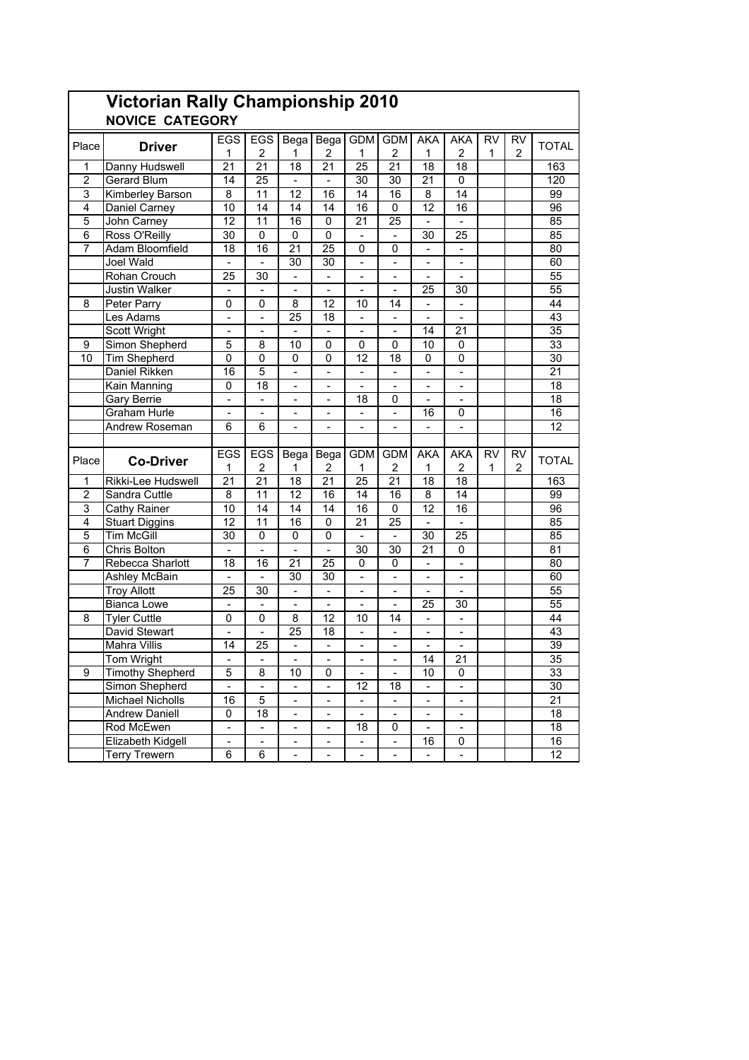# Victorian Rally Championship 2010

## NOVICE CATEGORY

| Place | Driver | EGS 1 | EGS 2 | Bega 1 | Bega 2 | GDM 1 | GDM 2 | AKA 1 | AKA 2 | RV 1 | RV 2 | TOTAL |
|---|---|---|---|---|---|---|---|---|---|---|---|---|
| 1 | Danny Hudswell | 21 | 21 | 18 | 21 | 25 | 21 | 18 | 18 | | | 163 |
| 2 | Gerard Blum | 14 | 25 | - | - | 30 | 30 | 21 | 0 | | | 120 |
| 3 | Kimberley Barson | 8 | 11 | 12 | 16 | 14 | 16 | 8 | 14 | | | 99 |
| 4 | Daniel Carney | 10 | 14 | 14 | 14 | 16 | 0 | 12 | 16 | | | 96 |
| 5 | John Carney | 12 | 11 | 16 | 0 | 21 | 25 | - | - | | | 85 |
| 6 | Ross O'Reilly | 30 | 0 | 0 | 0 | - | - | 30 | 25 | | | 85 |
| 7 | Adam Bloomfield | 18 | 16 | 21 | 25 | 0 | 0 | - | - | | | 80 |
| | Joel Wald | - | - | 30 | 30 | - | - | - | - | | | 60 |
| | Rohan Crouch | 25 | 30 | - | - | - | - | - | - | | | 55 |
| | Justin Walker | - | - | - | - | - | - | 25 | 30 | | | 55 |
| 8 | Peter Parry | 0 | 0 | 8 | 12 | 10 | 14 | - | - | | | 44 |
| | Les Adams | - | - | 25 | 18 | - | - | - | - | | | 43 |
| | Scott Wright | - | - | - | - | - | - | 14 | 21 | | | 35 |
| 9 | Simon Shepherd | 5 | 8 | 10 | 0 | 0 | 0 | 10 | 0 | | | 33 |
| 10 | Tim Shepherd | 0 | 0 | 0 | 0 | 12 | 18 | 0 | 0 | | | 30 |
| | Daniel Rikken | 16 | 5 | - | - | - | - | - | - | | | 21 |
| | Kain Manning | 0 | 18 | - | - | - | - | - | - | | | 18 |
| | Gary Berrie | - | - | - | - | 18 | 0 | - | - | | | 18 |
| | Graham Hurle | - | - | - | - | - | - | 16 | 0 | | | 16 |
| | Andrew Roseman | 6 | 6 | - | - | - | - | - | - | | | 12 |

| Place | Co-Driver | EGS 1 | EGS 2 | Bega 1 | Bega 2 | GDM 1 | GDM 2 | AKA 1 | AKA 2 | RV 1 | RV 2 | TOTAL |
|---|---|---|---|---|---|---|---|---|---|---|---|---|
| 1 | Rikki-Lee Hudswell | 21 | 21 | 18 | 21 | 25 | 21 | 18 | 18 | | | 163 |
| 2 | Sandra Cuttle | 8 | 11 | 12 | 16 | 14 | 16 | 8 | 14 | | | 99 |
| 3 | Cathy Rainer | 10 | 14 | 14 | 14 | 16 | 0 | 12 | 16 | | | 96 |
| 4 | Stuart Diggins | 12 | 11 | 16 | 0 | 21 | 25 | - | - | | | 85 |
| 5 | Tim McGill | 30 | 0 | 0 | 0 | - | - | 30 | 25 | | | 85 |
| 6 | Chris Bolton | - | - | - | - | 30 | 30 | 21 | 0 | | | 81 |
| 7 | Rebecca Sharlott | 18 | 16 | 21 | 25 | 0 | 0 | - | - | | | 80 |
| | Ashley McBain | - | - | 30 | 30 | - | - | - | - | | | 60 |
| | Troy Allott | 25 | 30 | - | - | - | - | - | - | | | 55 |
| | Bianca Lowe | - | - | - | - | - | - | 25 | 30 | | | 55 |
| 8 | Tyler Cuttle | 0 | 0 | 8 | 12 | 10 | 14 | - | - | | | 44 |
| | David Stewart | - | - | 25 | 18 | - | - | - | - | | | 43 |
| | Mahra Villis | 14 | 25 | - | - | - | - | - | - | | | 39 |
| | Tom Wright | - | - | - | - | - | - | 14 | 21 | | | 35 |
| 9 | Timothy Shepherd | 5 | 8 | 10 | 0 | - | - | 10 | 0 | | | 33 |
| | Simon Shepherd | - | - | - | - | 12 | 18 | - | - | | | 30 |
| | Michael Nicholls | 16 | 5 | - | - | - | - | - | - | | | 21 |
| | Andrew Daniell | 0 | 18 | - | - | - | - | - | - | | | 18 |
| | Rod McEwen | - | - | - | - | 18 | 0 | - | - | | | 18 |
| | Elizabeth Kidgell | - | - | - | - | - | - | 16 | 0 | | | 16 |
| | Terry Trewern | 6 | 6 | - | - | - | - | - | - | | | 12 |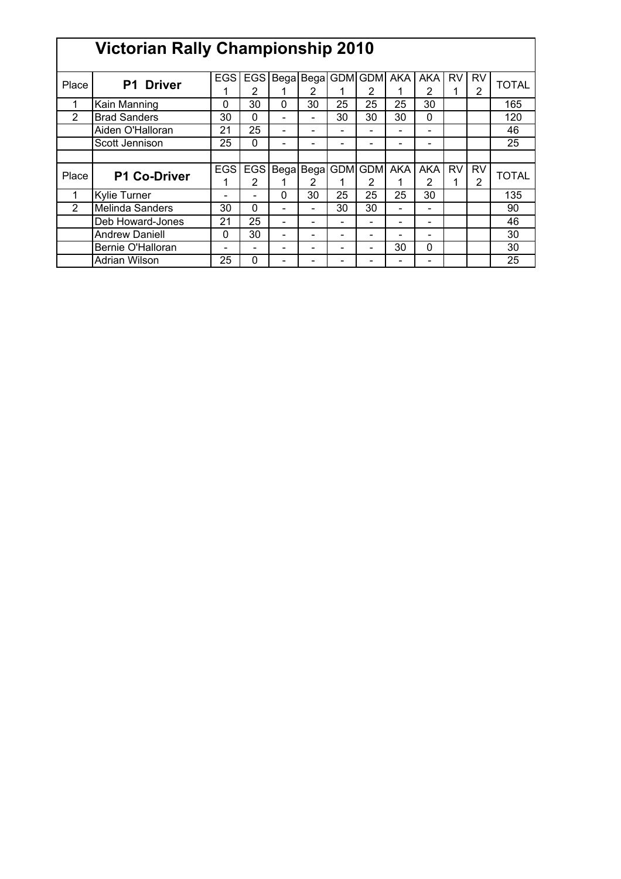# Victorian Rally Championship 2010

| Place | P1 Driver | EGS 1 | EGS 2 | Bega 1 | Bega 2 | GDM 1 | GDM 2 | AKA 1 | AKA 2 | RV 1 | RV 2 | TOTAL |
|---|---|---|---|---|---|---|---|---|---|---|---|---|
| 1 | Kain Manning | 0 | 30 | 0 | 30 | 25 | 25 | 25 | 30 | | | 165 |
| 2 | Brad Sanders | 30 | 0 | - | - | 30 | 30 | 30 | 0 | | | 120 |
| | Aiden O'Halloran | 21 | 25 | - | - | - | - | - | - | | | 46 |
| | Scott Jennison | 25 | 0 | - | - | - | - | - | - | | | 25 |

| Place | P1 Co-Driver | EGS 1 | EGS 2 | Bega 1 | Bega 2 | GDM 1 | GDM 2 | AKA 1 | AKA 2 | RV 1 | RV 2 | TOTAL |
|---|---|---|---|---|---|---|---|---|---|---|---|---|
| 1 | Kylie Turner | - | - | 0 | 30 | 25 | 25 | 25 | 30 | | | 135 |
| 2 | Melinda Sanders | 30 | 0 | - | - | 30 | 30 | - | - | | | 90 |
| | Deb Howard-Jones | 21 | 25 | - | - | - | - | - | - | | | 46 |
| | Andrew Daniell | 0 | 30 | - | - | - | - | - | - | | | 30 |
| | Bernie O'Halloran | - | - | - | - | - | - | 30 | 0 | | | 30 |
| | Adrian Wilson | 25 | 0 | - | - | - | - | - | - | | | 25 |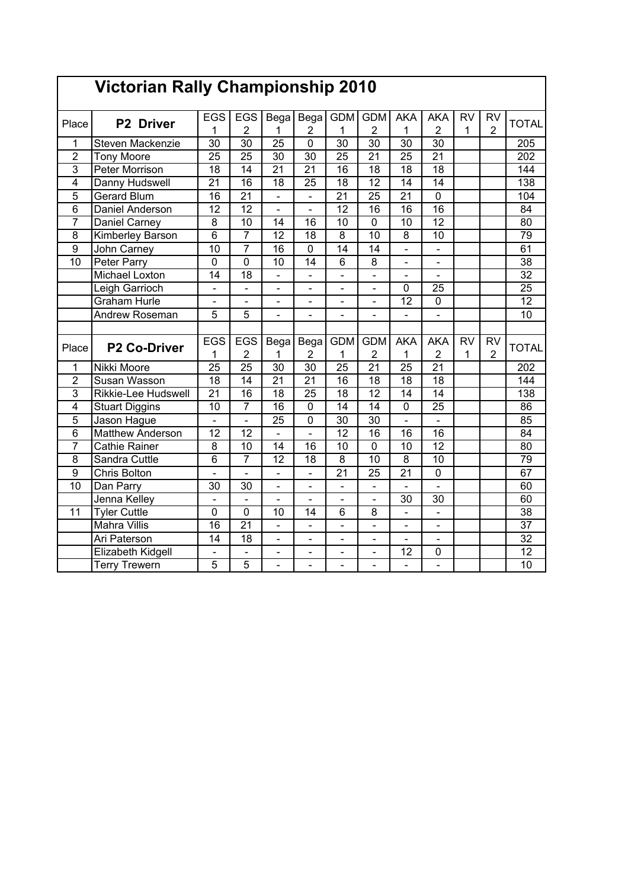# Victorian Rally Championship 2010

| Place | P2 Driver | EGS 1 | EGS 2 | Bega 1 | Bega 2 | GDM 1 | GDM 2 | AKA 1 | AKA 2 | RV 1 | RV 2 | TOTAL |
|---|---|---|---|---|---|---|---|---|---|---|---|---|
| 1 | Steven Mackenzie | 30 | 30 | 25 | 0 | 30 | 30 | 30 | 30 | | | 205 |
| 2 | Tony Moore | 25 | 25 | 30 | 30 | 25 | 21 | 25 | 21 | | | 202 |
| 3 | Peter Morrison | 18 | 14 | 21 | 21 | 16 | 18 | 18 | 18 | | | 144 |
| 4 | Danny Hudswell | 21 | 16 | 18 | 25 | 18 | 12 | 14 | 14 | | | 138 |
| 5 | Gerard Blum | 16 | 21 | - | - | 21 | 25 | 21 | 0 | | | 104 |
| 6 | Daniel Anderson | 12 | 12 | - | - | 12 | 16 | 16 | 16 | | | 84 |
| 7 | Daniel Carney | 8 | 10 | 14 | 16 | 10 | 0 | 10 | 12 | | | 80 |
| 8 | Kimberley Barson | 6 | 7 | 12 | 18 | 8 | 10 | 8 | 10 | | | 79 |
| 9 | John Carney | 10 | 7 | 16 | 0 | 14 | 14 | - | - | | | 61 |
| 10 | Peter Parry | 0 | 0 | 10 | 14 | 6 | 8 | - | - | | | 38 |
| | Michael Loxton | 14 | 18 | - | - | - | - | - | - | | | 32 |
| | Leigh Garrioch | - | - | - | - | - | - | 0 | 25 | | | 25 |
| | Graham Hurle | - | - | - | - | - | - | 12 | 0 | | | 12 |
| | Andrew Roseman | 5 | 5 | - | - | - | - | - | - | | | 10 |

| Place | P2 Co-Driver | EGS 1 | EGS 2 | Bega 1 | Bega 2 | GDM 1 | GDM 2 | AKA 1 | AKA 2 | RV 1 | RV 2 | TOTAL |
|---|---|---|---|---|---|---|---|---|---|---|---|---|
| 1 | Nikki Moore | 25 | 25 | 30 | 30 | 25 | 21 | 25 | 21 | | | 202 |
| 2 | Susan Wasson | 18 | 14 | 21 | 21 | 16 | 18 | 18 | 18 | | | 144 |
| 3 | Rikkie-Lee Hudswell | 21 | 16 | 18 | 25 | 18 | 12 | 14 | 14 | | | 138 |
| 4 | Stuart Diggins | 10 | 7 | 16 | 0 | 14 | 14 | 0 | 25 | | | 86 |
| 5 | Jason Hague | - | - | 25 | 0 | 30 | 30 | - | - | | | 85 |
| 6 | Matthew Anderson | 12 | 12 | - | - | 12 | 16 | 16 | 16 | | | 84 |
| 7 | Cathie Rainer | 8 | 10 | 14 | 16 | 10 | 0 | 10 | 12 | | | 80 |
| 8 | Sandra Cuttle | 6 | 7 | 12 | 18 | 8 | 10 | 8 | 10 | | | 79 |
| 9 | Chris Bolton | - | - | - | - | 21 | 25 | 21 | 0 | | | 67 |
| 10 | Dan Parry | 30 | 30 | - | - | - | - | - | - | | | 60 |
| | Jenna Kelley | - | - | - | - | - | - | 30 | 30 | | | 60 |
| 11 | Tyler Cuttle | 0 | 0 | 10 | 14 | 6 | 8 | - | - | | | 38 |
| | Mahra Villis | 16 | 21 | - | - | - | - | - | - | | | 37 |
| | Ari Paterson | 14 | 18 | - | - | - | - | - | - | | | 32 |
| | Elizabeth Kidgell | - | - | - | - | - | - | 12 | 0 | | | 12 |
| | Terry Trewern | 5 | 5 | - | - | - | - | - | - | | | 10 |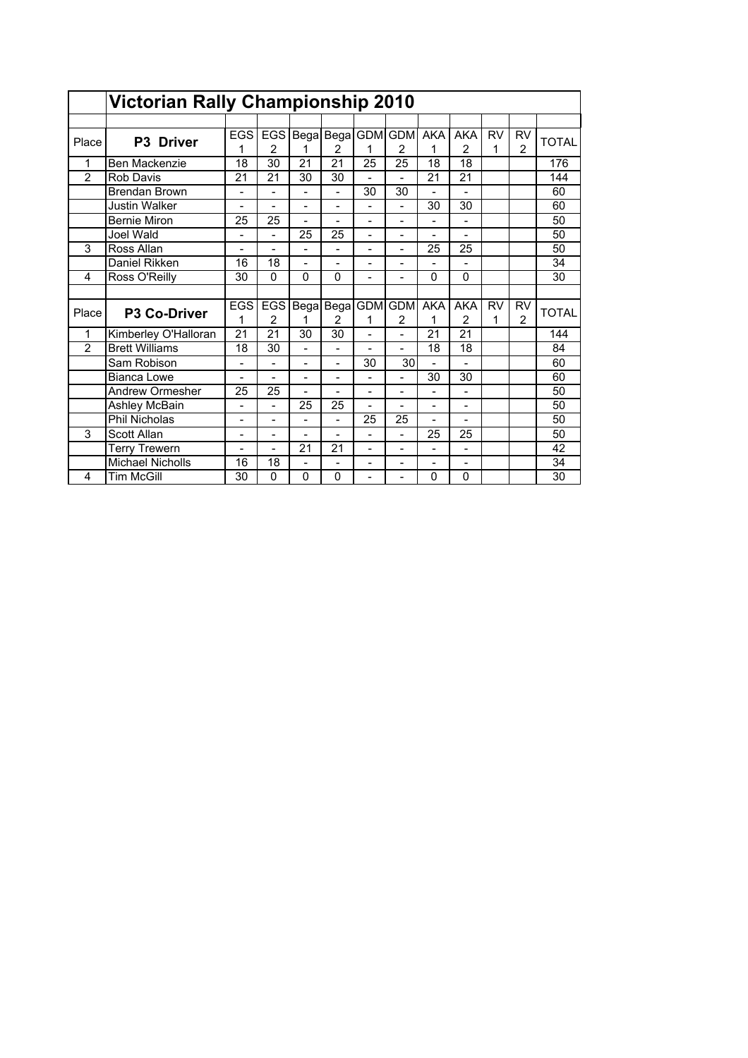## Victorian Rally Championship 2010

| Place | P3 Driver | EGS 1 | EGS 2 | Bega 1 | Bega 2 | GDM 1 | GDM 2 | AKA 1 | AKA 2 | RV 1 | RV 2 | TOTAL |
|---|---|---|---|---|---|---|---|---|---|---|---|---|
| 1 | Ben Mackenzie | 18 | 30 | 21 | 21 | 25 | 25 | 18 | 18 | | | 176 |
| 2 | Rob Davis | 21 | 21 | 30 | 30 | - | - | 21 | 21 | | | 144 |
| | Brendan Brown | - | - | - | - | 30 | 30 | - | - | | | 60 |
| | Justin Walker | - | - | - | - | - | - | 30 | 30 | | | 60 |
| | Bernie Miron | 25 | 25 | - | - | - | - | - | - | | | 50 |
| | Joel Wald | - | - | 25 | 25 | - | - | - | - | | | 50 |
| 3 | Ross Allan | - | - | - | - | - | - | 25 | 25 | | | 50 |
| | Daniel Rikken | 16 | 18 | - | - | - | - | - | - | | | 34 |
| 4 | Ross O'Reilly | 30 | 0 | 0 | 0 | - | - | 0 | 0 | | | 30 |

| Place | P3 Co-Driver | EGS 1 | EGS 2 | Bega 1 | Bega 2 | GDM 1 | GDM 2 | AKA 1 | AKA 2 | RV 1 | RV 2 | TOTAL |
|---|---|---|---|---|---|---|---|---|---|---|---|---|
| 1 | Kimberley O'Halloran | 21 | 21 | 30 | 30 | - | - | 21 | 21 | | | 144 |
| 2 | Brett Williams | 18 | 30 | - | - | - | - | 18 | 18 | | | 84 |
| | Sam Robison | - | - | - | - | 30 | 30 | - | - | | | 60 |
| | Bianca Lowe | - | - | - | - | - | - | 30 | 30 | | | 60 |
| | Andrew Ormesher | 25 | 25 | - | - | - | - | - | - | | | 50 |
| | Ashley McBain | - | - | 25 | 25 | - | - | - | - | | | 50 |
| | Phil Nicholas | - | - | - | - | 25 | 25 | - | - | | | 50 |
| 3 | Scott Allan | - | - | - | - | - | - | 25 | 25 | | | 50 |
| | Terry Trewern | - | - | 21 | 21 | - | - | - | - | | | 42 |
| | Michael Nicholls | 16 | 18 | - | - | - | - | - | - | | | 34 |
| 4 | Tim McGill | 30 | 0 | 0 | 0 | - | - | 0 | 0 | | | 30 |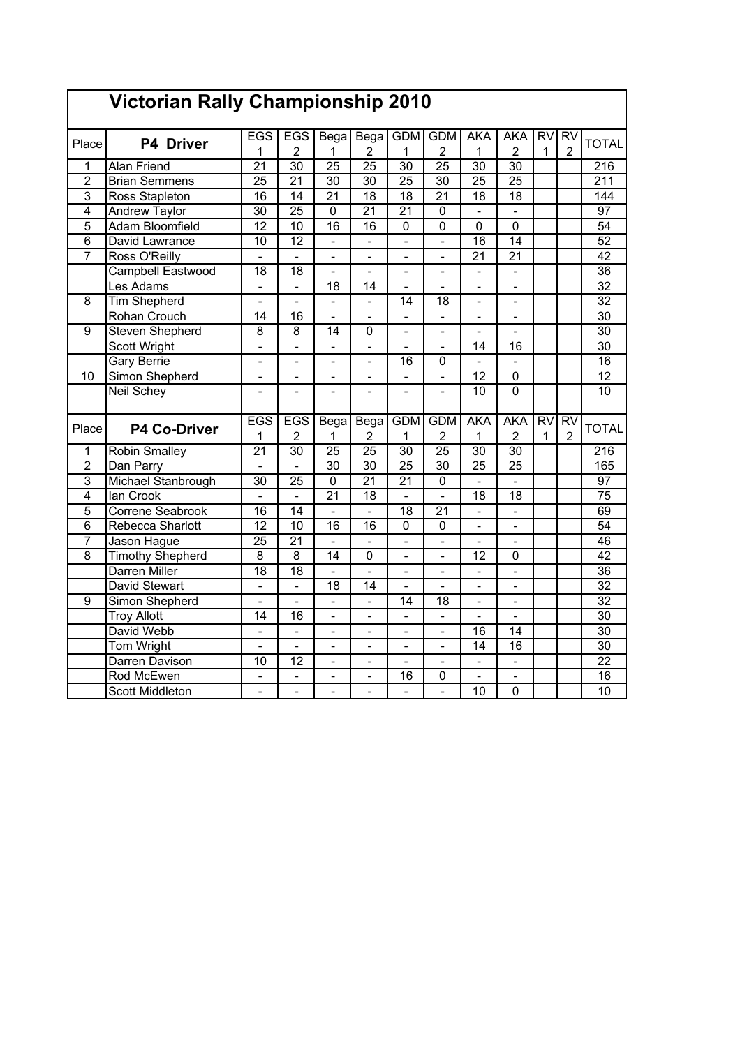# Victorian Rally Championship 2010

| Place | P4 Driver | EGS 1 | EGS 2 | Bega 1 | Bega 2 | GDM 1 | GDM 2 | AKA 1 | AKA 2 | RV 1 | RV 2 | TOTAL |
|---|---|---|---|---|---|---|---|---|---|---|---|---|
| 1 | Alan Friend | 21 | 30 | 25 | 25 | 30 | 25 | 30 | 30 | | | 216 |
| 2 | Brian Semmens | 25 | 21 | 30 | 30 | 25 | 30 | 25 | 25 | | | 211 |
| 3 | Ross Stapleton | 16 | 14 | 21 | 18 | 18 | 21 | 18 | 18 | | | 144 |
| 4 | Andrew Taylor | 30 | 25 | 0 | 21 | 21 | 0 | - | - | | | 97 |
| 5 | Adam Bloomfield | 12 | 10 | 16 | 16 | 0 | 0 | 0 | 0 | | | 54 |
| 6 | David Lawrance | 10 | 12 | - | - | - | - | 16 | 14 | | | 52 |
| 7 | Ross O'Reilly | - | - | - | - | - | - | 21 | 21 | | | 42 |
| | Campbell Eastwood | 18 | 18 | - | - | - | - | - | - | | | 36 |
| | Les Adams | - | - | 18 | 14 | - | - | - | - | | | 32 |
| 8 | Tim Shepherd | - | - | - | - | 14 | 18 | - | - | | | 32 |
| | Rohan Crouch | 14 | 16 | - | - | - | - | - | - | | | 30 |
| 9 | Steven Shepherd | 8 | 8 | 14 | 0 | - | - | - | - | | | 30 |
| | Scott Wright | - | - | - | - | - | - | 14 | 16 | | | 30 |
| | Gary Berrie | - | - | - | - | 16 | 0 | - | - | | | 16 |
| 10 | Simon Shepherd | - | - | - | - | - | - | 12 | 0 | | | 12 |
| | Neil Schey | - | - | - | - | - | - | 10 | 0 | | | 10 |

| Place | P4 Co-Driver | EGS 1 | EGS 2 | Bega 1 | Bega 2 | GDM 1 | GDM 2 | AKA 1 | AKA 2 | RV 1 | RV 2 | TOTAL |
|---|---|---|---|---|---|---|---|---|---|---|---|---|
| 1 | Robin Smalley | 21 | 30 | 25 | 25 | 30 | 25 | 30 | 30 | | | 216 |
| 2 | Dan Parry | - | - | 30 | 30 | 25 | 30 | 25 | 25 | | | 165 |
| 3 | Michael Stanbrough | 30 | 25 | 0 | 21 | 21 | 0 | - | - | | | 97 |
| 4 | Ian Crook | - | - | 21 | 18 | - | - | 18 | 18 | | | 75 |
| 5 | Correne Seabrook | 16 | 14 | - | - | 18 | 21 | - | - | | | 69 |
| 6 | Rebecca Sharlott | 12 | 10 | 16 | 16 | 0 | 0 | - | - | | | 54 |
| 7 | Jason Hague | 25 | 21 | - | - | - | - | - | - | | | 46 |
| 8 | Timothy Shepherd | 8 | 8 | 14 | 0 | - | - | 12 | 0 | | | 42 |
| | Darren Miller | 18 | 18 | - | - | - | - | - | - | | | 36 |
| | David Stewart | - | - | 18 | 14 | - | - | - | - | | | 32 |
| 9 | Simon Shepherd | - | - | - | - | 14 | 18 | - | - | | | 32 |
| | Troy Allott | 14 | 16 | - | - | - | - | - | - | | | 30 |
| | David Webb | - | - | - | - | - | - | 16 | 14 | | | 30 |
| | Tom Wright | - | - | - | - | - | - | 14 | 16 | | | 30 |
| | Darren Davison | 10 | 12 | - | - | - | - | - | - | | | 22 |
| | Rod McEwen | - | - | - | - | 16 | 0 | - | - | | | 16 |
| | Scott Middleton | - | - | - | - | - | - | 10 | 0 | | | 10 |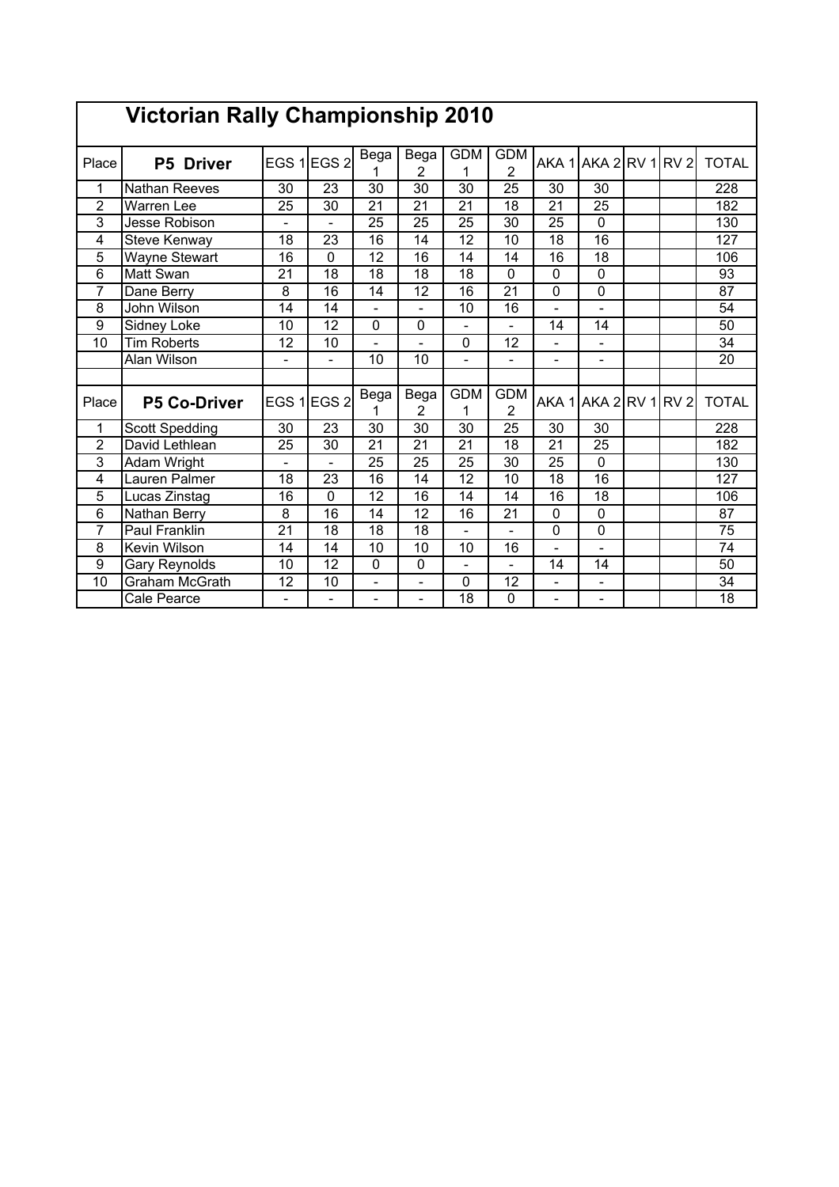# Victorian Rally Championship 2010

| Place | P5 Driver | EGS 1 | EGS 2 | Bega 1 | Bega 2 | GDM 1 | GDM 2 | AKA 1 | AKA 2 | RV 1 | RV 2 | TOTAL |
|---|---|---|---|---|---|---|---|---|---|---|---|---|
| 1 | Nathan Reeves | 30 | 23 | 30 | 30 | 30 | 25 | 30 | 30 | | | 228 |
| 2 | Warren Lee | 25 | 30 | 21 | 21 | 21 | 18 | 21 | 25 | | | 182 |
| 3 | Jesse Robison | - | - | 25 | 25 | 25 | 30 | 25 | 0 | | | 130 |
| 4 | Steve Kenway | 18 | 23 | 16 | 14 | 12 | 10 | 18 | 16 | | | 127 |
| 5 | Wayne Stewart | 16 | 0 | 12 | 16 | 14 | 14 | 16 | 18 | | | 106 |
| 6 | Matt Swan | 21 | 18 | 18 | 18 | 18 | 0 | 0 | 0 | | | 93 |
| 7 | Dane Berry | 8 | 16 | 14 | 12 | 16 | 21 | 0 | 0 | | | 87 |
| 8 | John Wilson | 14 | 14 | - | - | 10 | 16 | - | - | | | 54 |
| 9 | Sidney Loke | 10 | 12 | 0 | 0 | - | - | 14 | 14 | | | 50 |
| 10 | Tim Roberts | 12 | 10 | - | - | 0 | 12 | - | - | | | 34 |
| | Alan Wilson | - | - | 10 | 10 | - | - | - | - | | | 20 |

| Place | P5 Co-Driver | EGS 1 | EGS 2 | Bega 1 | Bega 2 | GDM 1 | GDM 2 | AKA 1 | AKA 2 | RV 1 | RV 2 | TOTAL |
|---|---|---|---|---|---|---|---|---|---|---|---|---|
| 1 | Scott Spedding | 30 | 23 | 30 | 30 | 30 | 25 | 30 | 30 | | | 228 |
| 2 | David Lethlean | 25 | 30 | 21 | 21 | 21 | 18 | 21 | 25 | | | 182 |
| 3 | Adam Wright | - | - | 25 | 25 | 25 | 30 | 25 | 0 | | | 130 |
| 4 | Lauren Palmer | 18 | 23 | 16 | 14 | 12 | 10 | 18 | 16 | | | 127 |
| 5 | Lucas Zinstag | 16 | 0 | 12 | 16 | 14 | 14 | 16 | 18 | | | 106 |
| 6 | Nathan Berry | 8 | 16 | 14 | 12 | 16 | 21 | 0 | 0 | | | 87 |
| 7 | Paul Franklin | 21 | 18 | 18 | 18 | - | - | 0 | 0 | | | 75 |
| 8 | Kevin Wilson | 14 | 14 | 10 | 10 | 10 | 16 | - | - | | | 74 |
| 9 | Gary Reynolds | 10 | 12 | 0 | 0 | - | - | 14 | 14 | | | 50 |
| 10 | Graham McGrath | 12 | 10 | - | - | 0 | 12 | - | - | | | 34 |
| | Cale Pearce | - | - | - | - | 18 | 0 | - | - | | | 18 |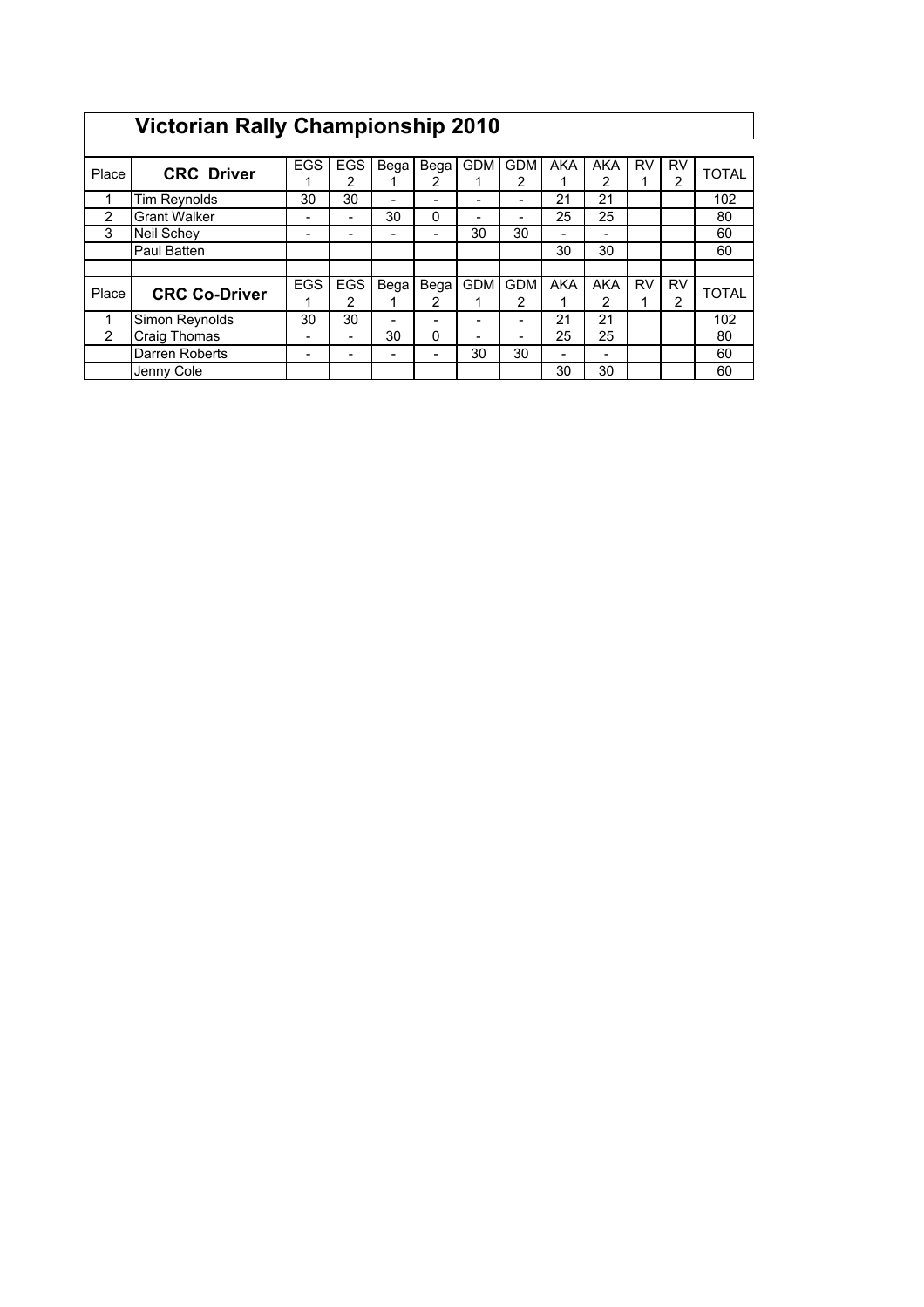# Victorian Rally Championship 2010

| Place | CRC Driver | EGS 1 | EGS 2 | Bega 1 | Bega 2 | GDM 1 | GDM 2 | AKA 1 | AKA 2 | RV 1 | RV 2 | TOTAL |
|---|---|---|---|---|---|---|---|---|---|---|---|---|
| 1 | Tim Reynolds | 30 | 30 | - | - | - | - | 21 | 21 | | | 102 |
| 2 | Grant Walker | - | - | 30 | 0 | - | - | 25 | 25 | | | 80 |
| 3 | Neil Schey | - | - | - | - | 30 | 30 | - | - | | | 60 |
| | Paul Batten | | | | | | | 30 | 30 | | | 60 |

| Place | CRC Co-Driver | EGS 1 | EGS 2 | Bega 1 | Bega 2 | GDM 1 | GDM 2 | AKA 1 | AKA 2 | RV 1 | RV 2 | TOTAL |
|---|---|---|---|---|---|---|---|---|---|---|---|---|
| 1 | Simon Reynolds | 30 | 30 | - | - | - | - | 21 | 21 | | | 102 |
| 2 | Craig Thomas | - | - | 30 | 0 | - | - | 25 | 25 | | | 80 |
| | Darren Roberts | - | - | - | - | 30 | 30 | - | - | | | 60 |
| | Jenny Cole | | | | | | | 30 | 30 | | | 60 |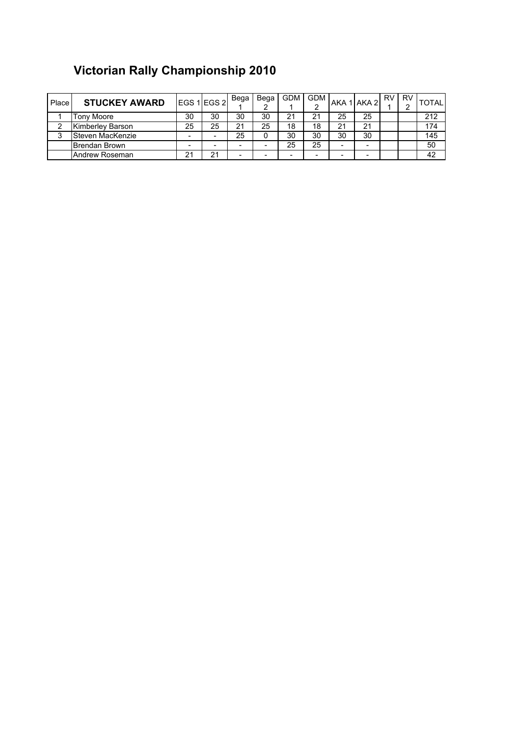# Victorian Rally Championship 2010

| Place | STUCKEY AWARD | EGS 1 | EGS 2 | Bega 1 | Bega 2 | GDM 1 | GDM 2 | AKA 1 | AKA 2 | RV 1 | RV 2 | TOTAL |
|---|---|---|---|---|---|---|---|---|---|---|---|---|
| 1 | Tony Moore | 30 | 30 | 30 | 30 | 21 | 21 | 25 | 25 | | | 212 |
| 2 | Kimberley Barson | 25 | 25 | 21 | 25 | 18 | 18 | 21 | 21 | | | 174 |
| 3 | Steven MacKenzie | - | - | 25 | 0 | 30 | 30 | 30 | 30 | | | 145 |
| | Brendan Brown | - | - | - | - | 25 | 25 | - | - | | | 50 |
| | Andrew Roseman | 21 | 21 | - | - | - | - | - | - | | | 42 |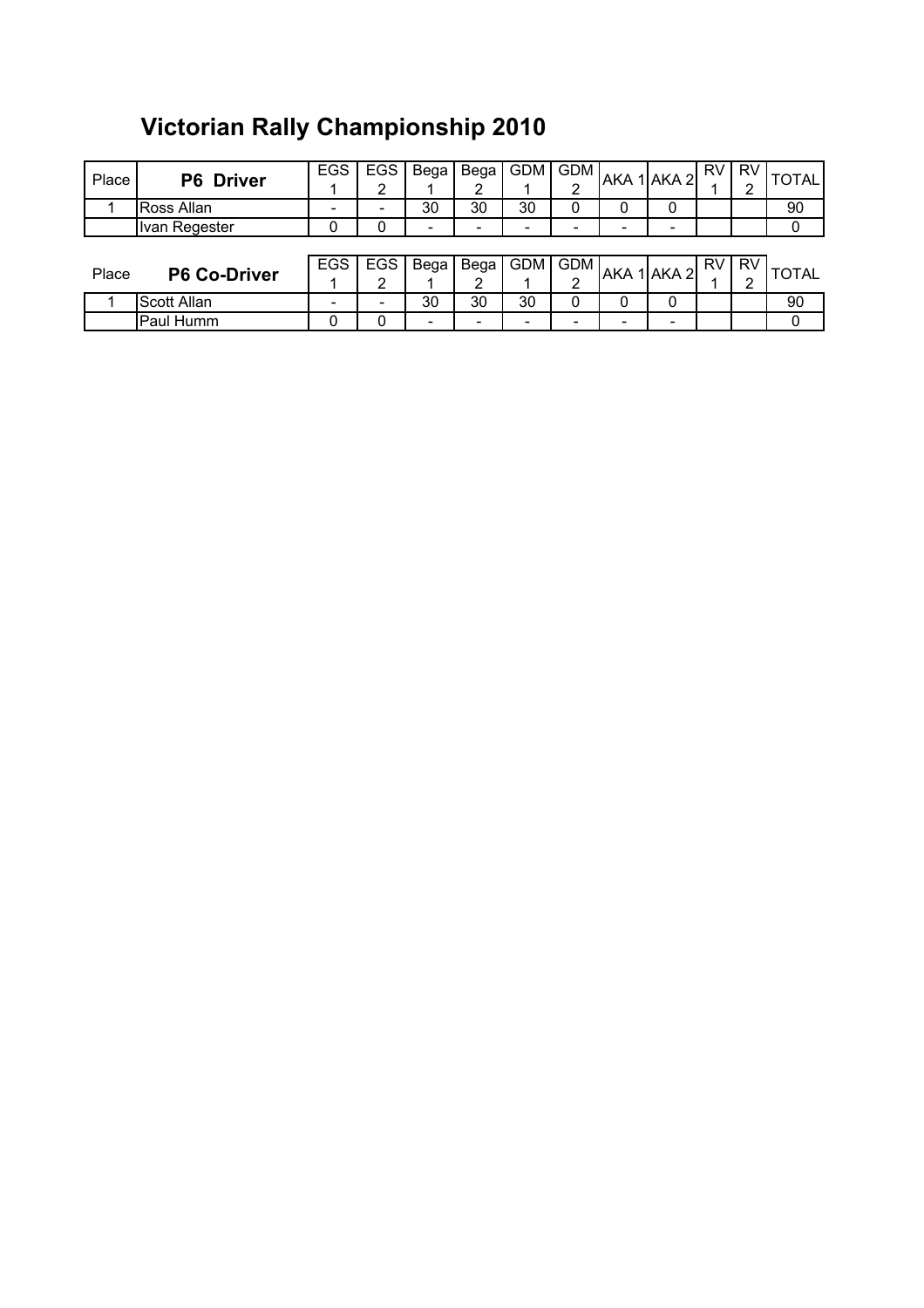# Victorian Rally Championship 2010

| Place | P6 Driver | EGS 1 | EGS 2 | Bega 1 | Bega 2 | GDM 1 | GDM 2 | AKA 1 | AKA 2 | RV 1 | RV 2 | TOTAL |
|---|---|---|---|---|---|---|---|---|---|---|---|---|
| 1 | Ross Allan | - | - | 30 | 30 | 30 | 0 | 0 | 0 | | | 90 |
| | Ivan Regester | 0 | 0 | - | - | - | - | - | - | | | 0 |

| Place | P6 Co-Driver | EGS 1 | EGS 2 | Bega 1 | Bega 2 | GDM 1 | GDM 2 | AKA 1 | AKA 2 | RV 1 | RV 2 | TOTAL |
|---|---|---|---|---|---|---|---|---|---|---|---|---|
| 1 | Scott Allan | - | - | 30 | 30 | 30 | 0 | 0 | 0 | | | 90 |
| | Paul Humm | 0 | 0 | - | - | - | - | - | - | | | 0 |